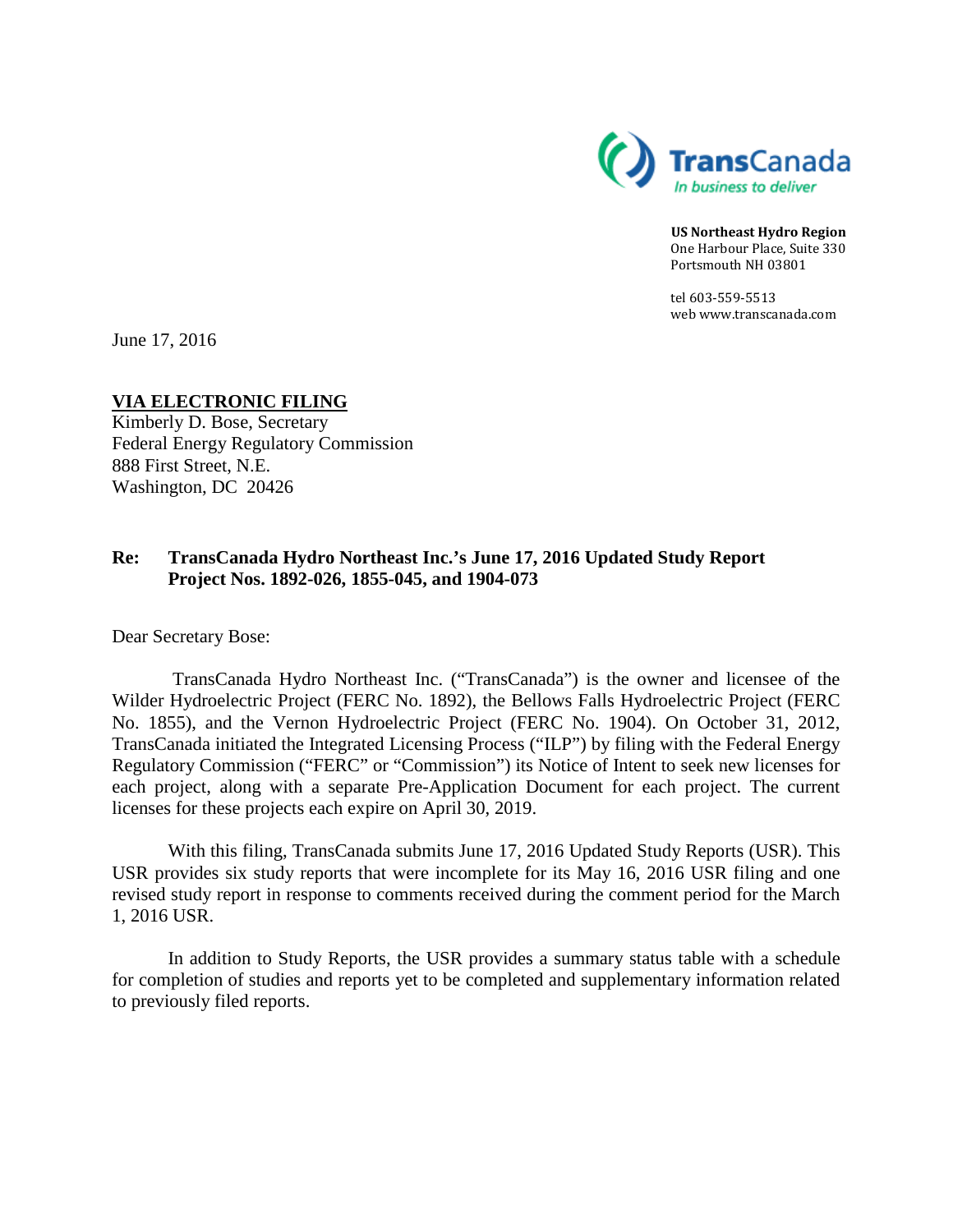TransCanada
*In business to deliver*

**US Northeast Hydro Region**
One Harbour Place, Suite 330
Portsmouth NH 03801

tel 603-559-5513
web www.transcanada.com

June 17, 2016

**VIA ELECTRONIC FILING**
Kimberly D. Bose, Secretary
Federal Energy Regulatory Commission
888 First Street, N.E.
Washington, DC 20426

**Re: TransCanada Hydro Northeast Inc.'s June 17, 2016 Updated Study Report Project Nos. 1892-026, 1855-045, and 1904-073**

Dear Secretary Bose:

TransCanada Hydro Northeast Inc. ("TransCanada") is the owner and licensee of the Wilder Hydroelectric Project (FERC No. 1892), the Bellows Falls Hydroelectric Project (FERC No. 1855), and the Vernon Hydroelectric Project (FERC No. 1904). On October 31, 2012, TransCanada initiated the Integrated Licensing Process ("ILP") by filing with the Federal Energy Regulatory Commission ("FERC" or "Commission") its Notice of Intent to seek new licenses for each project, along with a separate Pre-Application Document for each project. The current licenses for these projects each expire on April 30, 2019.

With this filing, TransCanada submits June 17, 2016 Updated Study Reports (USR). This USR provides six study reports that were incomplete for its May 16, 2016 USR filing and one revised study report in response to comments received during the comment period for the March 1, 2016 USR.

In addition to Study Reports, the USR provides a summary status table with a schedule for completion of studies and reports yet to be completed and supplementary information related to previously filed reports.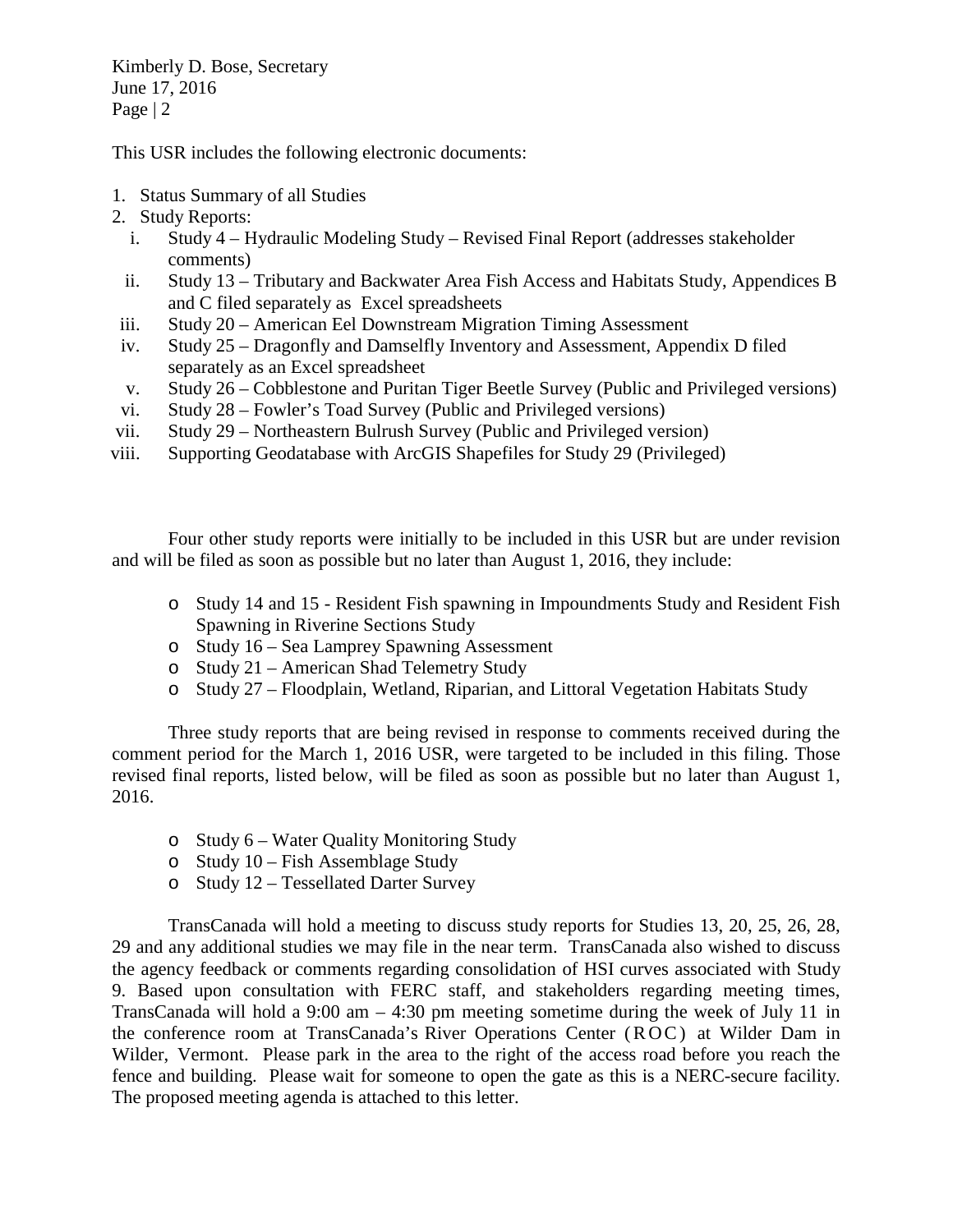This USR includes the following electronic documents:

1. Status Summary of all Studies
2. Study Reports:
   i. Study 4 – Hydraulic Modeling Study – Revised Final Report (addresses stakeholder comments)
   ii. Study 13 – Tributary and Backwater Area Fish Access and Habitats Study, Appendices B and C filed separately as Excel spreadsheets
   iii. Study 20 – American Eel Downstream Migration Timing Assessment
   iv. Study 25 – Dragonfly and Damselfly Inventory and Assessment, Appendix D filed separately as an Excel spreadsheet
   v. Study 26 – Cobblestone and Puritan Tiger Beetle Survey (Public and Privileged versions)
   vi. Study 28 – Fowler's Toad Survey (Public and Privileged versions)
   vii. Study 29 – Northeastern Bulrush Survey (Public and Privileged version)
   viii. Supporting Geodatabase with ArcGIS Shapefiles for Study 29 (Privileged)

Four other study reports were initially to be included in this USR but are under revision and will be filed as soon as possible but no later than August 1, 2016, they include:

- Study 14 and 15 - Resident Fish spawning in Impoundments Study and Resident Fish Spawning in Riverine Sections Study
- Study 16 – Sea Lamprey Spawning Assessment
- Study 21 – American Shad Telemetry Study
- Study 27 – Floodplain, Wetland, Riparian, and Littoral Vegetation Habitats Study

Three study reports that are being revised in response to comments received during the comment period for the March 1, 2016 USR, were targeted to be included in this filing. Those revised final reports, listed below, will be filed as soon as possible but no later than August 1, 2016.

- Study 6 – Water Quality Monitoring Study
- Study 10 – Fish Assemblage Study
- Study 12 – Tessellated Darter Survey

TransCanada will hold a meeting to discuss study reports for Studies 13, 20, 25, 26, 28, 29 and any additional studies we may file in the near term. TransCanada also wished to discuss the agency feedback or comments regarding consolidation of HSI curves associated with Study 9. Based upon consultation with FERC staff, and stakeholders regarding meeting times, TransCanada will hold a 9:00 am – 4:30 pm meeting sometime during the week of July 11 in the conference room at TransCanada's River Operations Center (ROC) at Wilder Dam in Wilder, Vermont. Please park in the area to the right of the access road before you reach the fence and building. Please wait for someone to open the gate as this is a NERC-secure facility. The proposed meeting agenda is attached to this letter.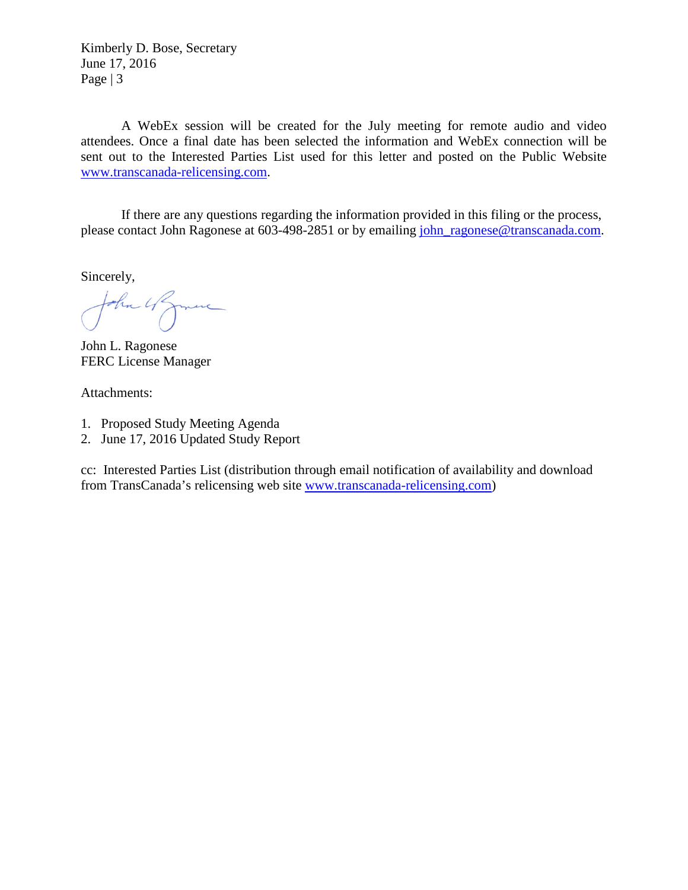A WebEx session will be created for the July meeting for remote audio and video attendees. Once a final date has been selected the information and WebEx connection will be sent out to the Interested Parties List used for this letter and posted on the Public Website www.transcanada-relicensing.com.

If there are any questions regarding the information provided in this filing or the process, please contact John Ragonese at 603-498-2851 or by emailing john_ragonese@transcanada.com.

Sincerely,

John L. Ragonese
FERC License Manager

Attachments:

1. Proposed Study Meeting Agenda
2. June 17, 2016 Updated Study Report

cc: Interested Parties List (distribution through email notification of availability and download from TransCanada's relicensing web site www.transcanada-relicensing.com)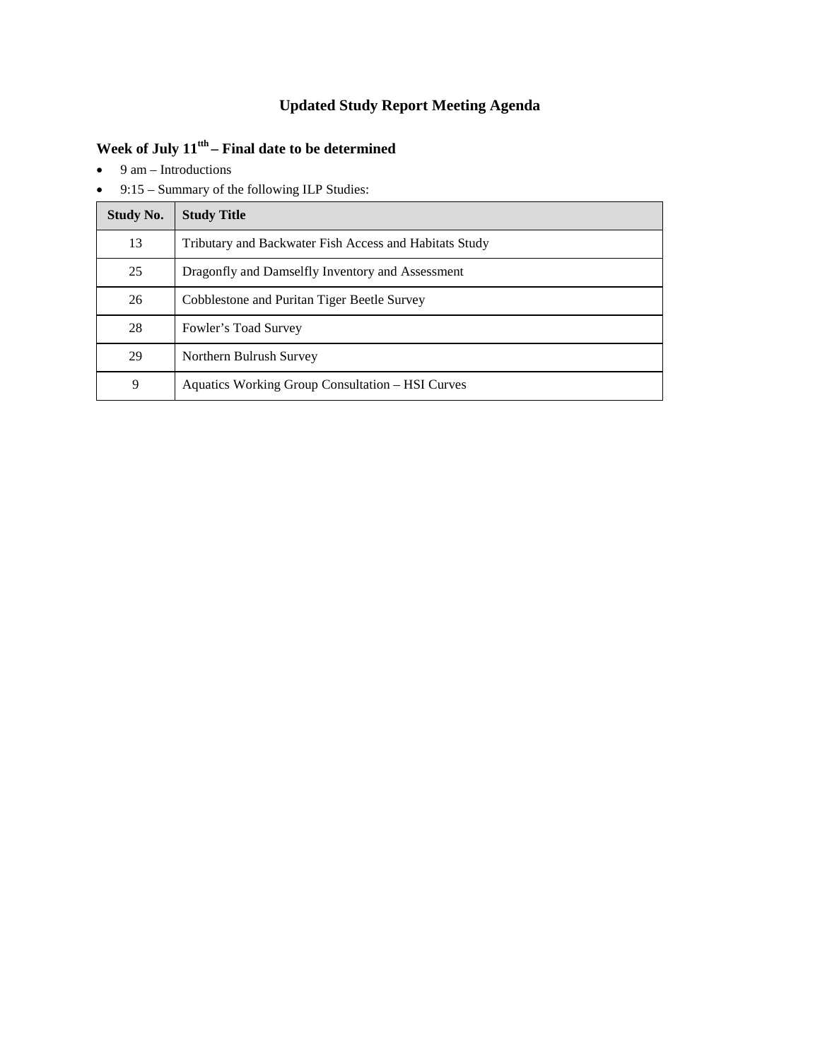# Updated Study Report Meeting Agenda

## Week of July 11tth – Final date to be determined

- 9 am – Introductions
- 9:15 – Summary of the following ILP Studies:

| Study No. | Study Title |
|---|---|
| 13 | Tributary and Backwater Fish Access and Habitats Study |
| 25 | Dragonfly and Damselfly Inventory and Assessment |
| 26 | Cobblestone and Puritan Tiger Beetle Survey |
| 28 | Fowler's Toad Survey |
| 29 | Northern Bulrush Survey |
| 9 | Aquatics Working Group Consultation – HSI Curves |